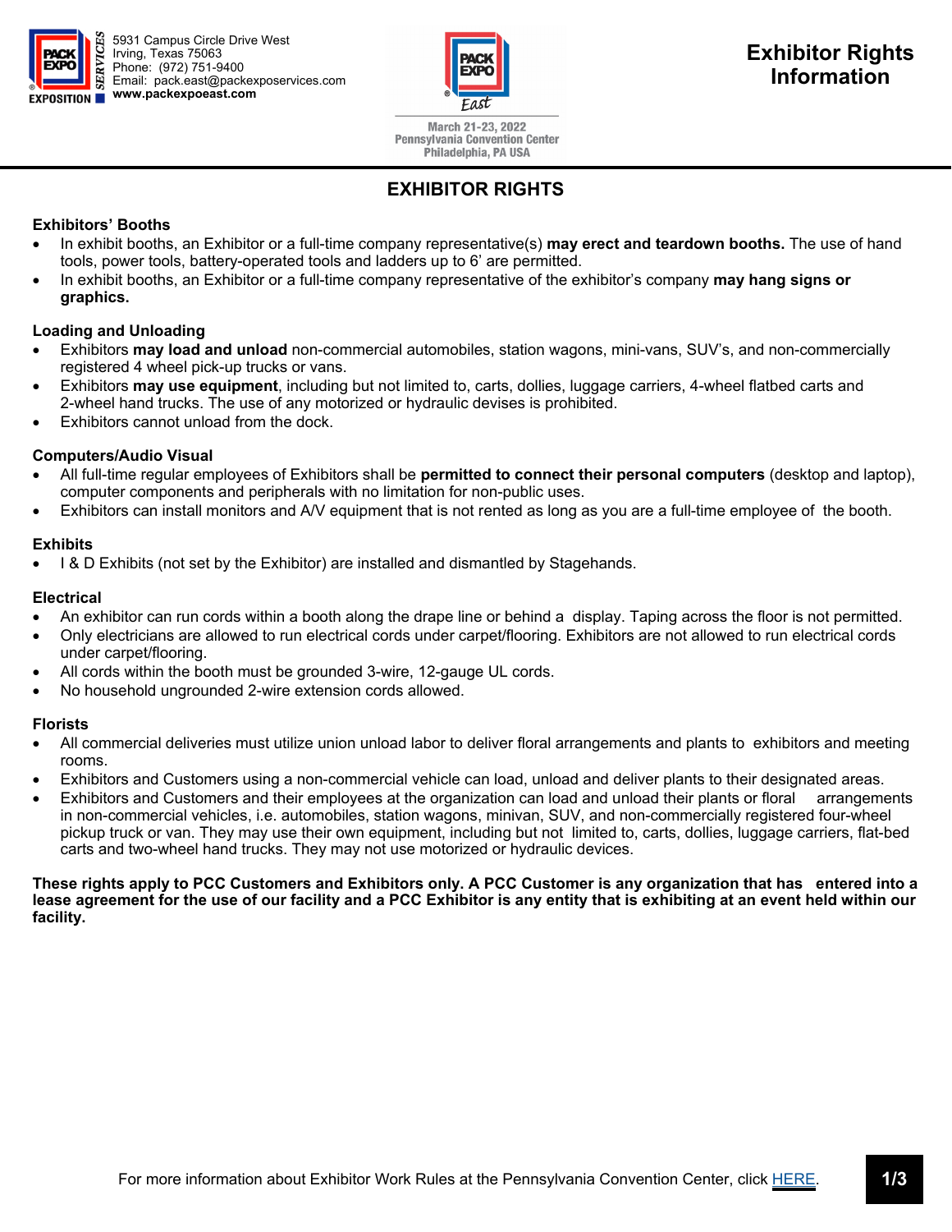5931 Campus Circle Drive West
Irving, Texas 75063
Phone: (972) 751-9400
Email: pack.east@packexposervices.com
**www.packexpoeast.com**

March 21-23, 2022
Pennsylvania Convention Center
Philadelphia, PA USA

# Exhibitor Rights Information

## EXHIBITOR RIGHTS

### Exhibitors' Booths

- In exhibit booths, an Exhibitor or a full-time company representative(s) **may erect and teardown booths.** The use of hand tools, power tools, battery-operated tools and ladders up to 6' are permitted.
- In exhibit booths, an Exhibitor or a full-time company representative of the exhibitor's company **may hang signs or graphics.**

### Loading and Unloading

- Exhibitors **may load and unload** non-commercial automobiles, station wagons, mini-vans, SUV's, and non-commercially registered 4 wheel pick-up trucks or vans.
- Exhibitors **may use equipment**, including but not limited to, carts, dollies, luggage carriers, 4-wheel flatbed carts and 2-wheel hand trucks. The use of any motorized or hydraulic devises is prohibited.
- Exhibitors cannot unload from the dock.

### Computers/Audio Visual

- All full-time regular employees of Exhibitors shall be **permitted to connect their personal computers** (desktop and laptop), computer components and peripherals with no limitation for non-public uses.
- Exhibitors can install monitors and A/V equipment that is not rented as long as you are a full-time employee of the booth.

### Exhibits

- I & D Exhibits (not set by the Exhibitor) are installed and dismantled by Stagehands.

### Electrical

- An exhibitor can run cords within a booth along the drape line or behind a display. Taping across the floor is not permitted.
- Only electricians are allowed to run electrical cords under carpet/flooring. Exhibitors are not allowed to run electrical cords under carpet/flooring.
- All cords within the booth must be grounded 3-wire, 12-gauge UL cords.
- No household ungrounded 2-wire extension cords allowed.

### Florists

- All commercial deliveries must utilize union unload labor to deliver floral arrangements and plants to exhibitors and meeting rooms.
- Exhibitors and Customers using a non-commercial vehicle can load, unload and deliver plants to their designated areas.
- Exhibitors and Customers and their employees at the organization can load and unload their plants or floral arrangements in non-commercial vehicles, i.e. automobiles, station wagons, minivan, SUV, and non-commercially registered four-wheel pickup truck or van. They may use their own equipment, including but not limited to, carts, dollies, luggage carriers, flat-bed carts and two-wheel hand trucks. They may not use motorized or hydraulic devices.

**These rights apply to PCC Customers and Exhibitors only. A PCC Customer is any organization that has entered into a lease agreement for the use of our facility and a PCC Exhibitor is any entity that is exhibiting at an event held within our facility.**

For more information about Exhibitor Work Rules at the Pennsylvania Convention Center, click HERE.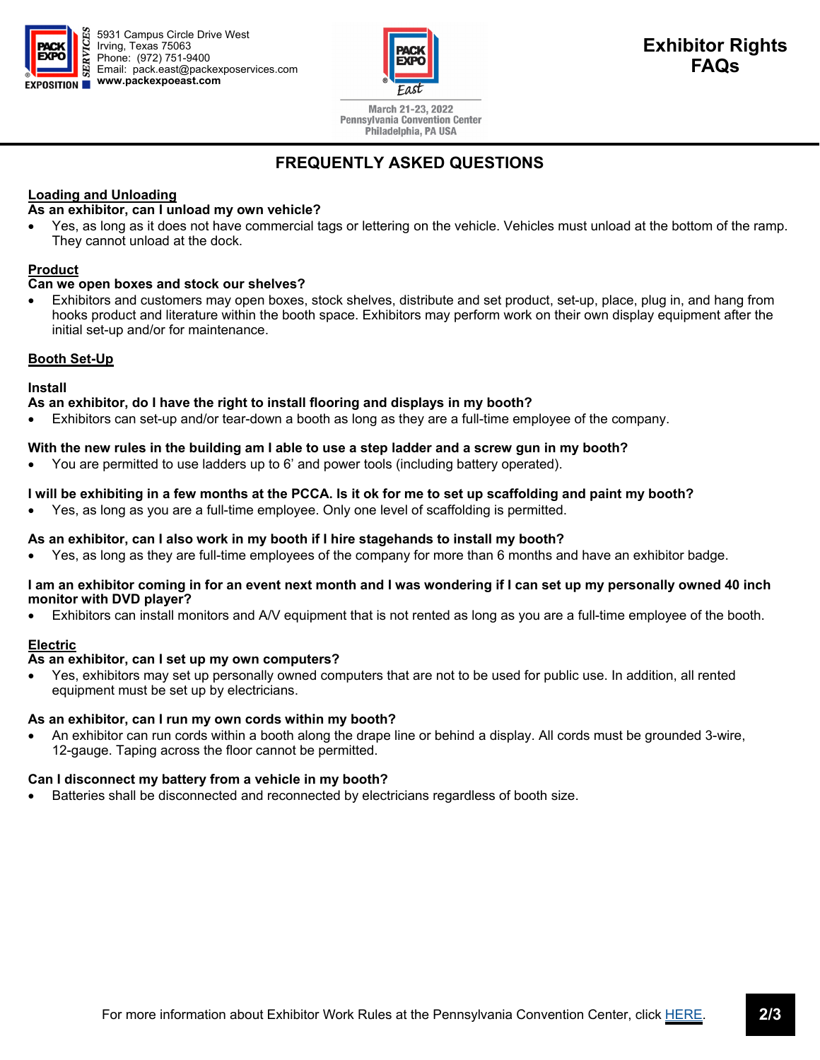# FREQUENTLY ASKED QUESTIONS

## Loading and Unloading

**As an exhibitor, can I unload my own vehicle?**

- Yes, as long as it does not have commercial tags or lettering on the vehicle. Vehicles must unload at the bottom of the ramp. They cannot unload at the dock.

## Product

**Can we open boxes and stock our shelves?**

- Exhibitors and customers may open boxes, stock shelves, distribute and set product, set-up, place, plug in, and hang from hooks product and literature within the booth space. Exhibitors may perform work on their own display equipment after the initial set-up and/or for maintenance.

## Booth Set-Up

### Install

**As an exhibitor, do I have the right to install flooring and displays in my booth?**

- Exhibitors can set-up and/or tear-down a booth as long as they are a full-time employee of the company.

**With the new rules in the building am I able to use a step ladder and a screw gun in my booth?**

- You are permitted to use ladders up to 6' and power tools (including battery operated).

**I will be exhibiting in a few months at the PCCA. Is it ok for me to set up scaffolding and paint my booth?**

- Yes, as long as you are a full-time employee. Only one level of scaffolding is permitted.

**As an exhibitor, can I also work in my booth if I hire stagehands to install my booth?**

- Yes, as long as they are full-time employees of the company for more than 6 months and have an exhibitor badge.

**I am an exhibitor coming in for an event next month and I was wondering if I can set up my personally owned 40 inch monitor with DVD player?**

- Exhibitors can install monitors and A/V equipment that is not rented as long as you are a full-time employee of the booth.

## Electric

**As an exhibitor, can I set up my own computers?**

- Yes, exhibitors may set up personally owned computers that are not to be used for public use. In addition, all rented equipment must be set up by electricians.

**As an exhibitor, can I run my own cords within my booth?**

- An exhibitor can run cords within a booth along the drape line or behind a display. All cords must be grounded 3-wire, 12-gauge. Taping across the floor cannot be permitted.

**Can I disconnect my battery from a vehicle in my booth?**

- Batteries shall be disconnected and reconnected by electricians regardless of booth size.

For more information about Exhibitor Work Rules at the Pennsylvania Convention Center, click HERE.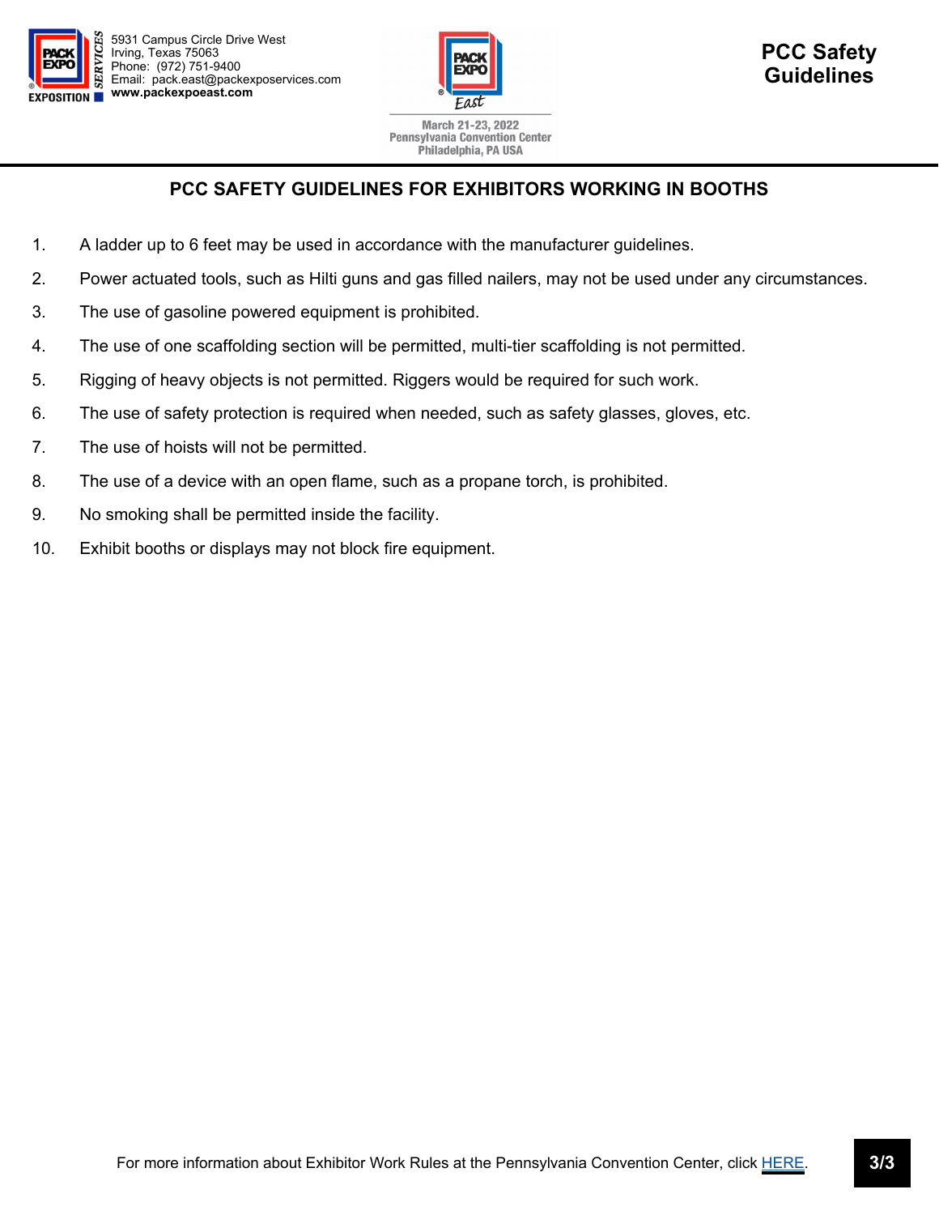5931 Campus Circle Drive West
Irving, Texas 75063
Phone: (972) 751-9400
Email: pack.east@packexposervices.com
**www.packexpoeast.com**

March 21-23, 2022
Pennsylvania Convention Center
Philadelphia, PA USA

# PCC Safety Guidelines

## PCC SAFETY GUIDELINES FOR EXHIBITORS WORKING IN BOOTHS

1. A ladder up to 6 feet may be used in accordance with the manufacturer guidelines.
2. Power actuated tools, such as Hilti guns and gas filled nailers, may not be used under any circumstances.
3. The use of gasoline powered equipment is prohibited.
4. The use of one scaffolding section will be permitted, multi-tier scaffolding is not permitted.
5. Rigging of heavy objects is not permitted. Riggers would be required for such work.
6. The use of safety protection is required when needed, such as safety glasses, gloves, etc.
7. The use of hoists will not be permitted.
8. The use of a device with an open flame, such as a propane torch, is prohibited.
9. No smoking shall be permitted inside the facility.
10. Exhibit booths or displays may not block fire equipment.

For more information about Exhibitor Work Rules at the Pennsylvania Convention Center, click HERE.